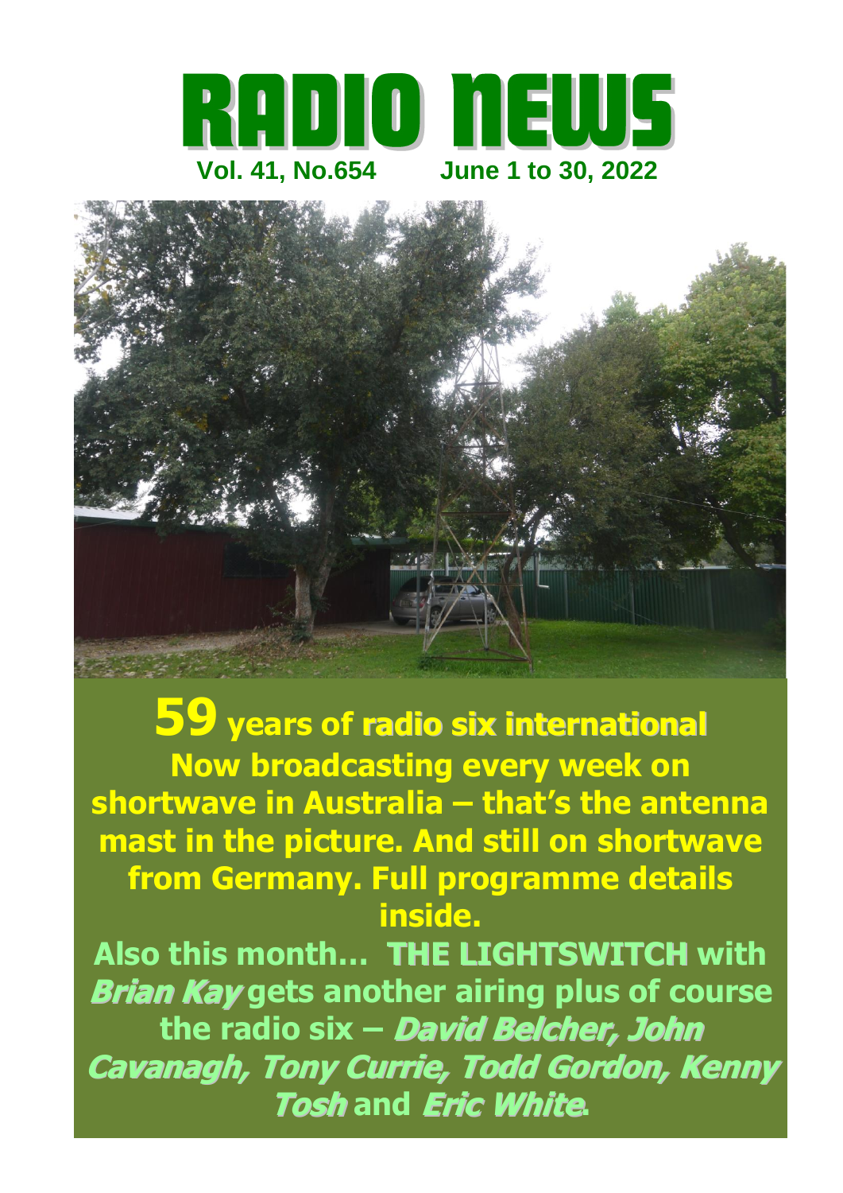# RADIO NEWS

**Vol. 41, No.654 June 1 to 30, 2022**

**59 years of radio six international**
**Now broadcasting every week on shortwave in Australia – that's the antenna mast in the picture. And still on shortwave from Germany. Full programme details inside.**

**Also this month… THE LIGHTSWITCH with *Brian Kay* gets another airing plus of course the radio six – *David Belcher, John Cavanagh, Tony Currie, Todd Gordon, Kenny Tosh* and *Eric White*.**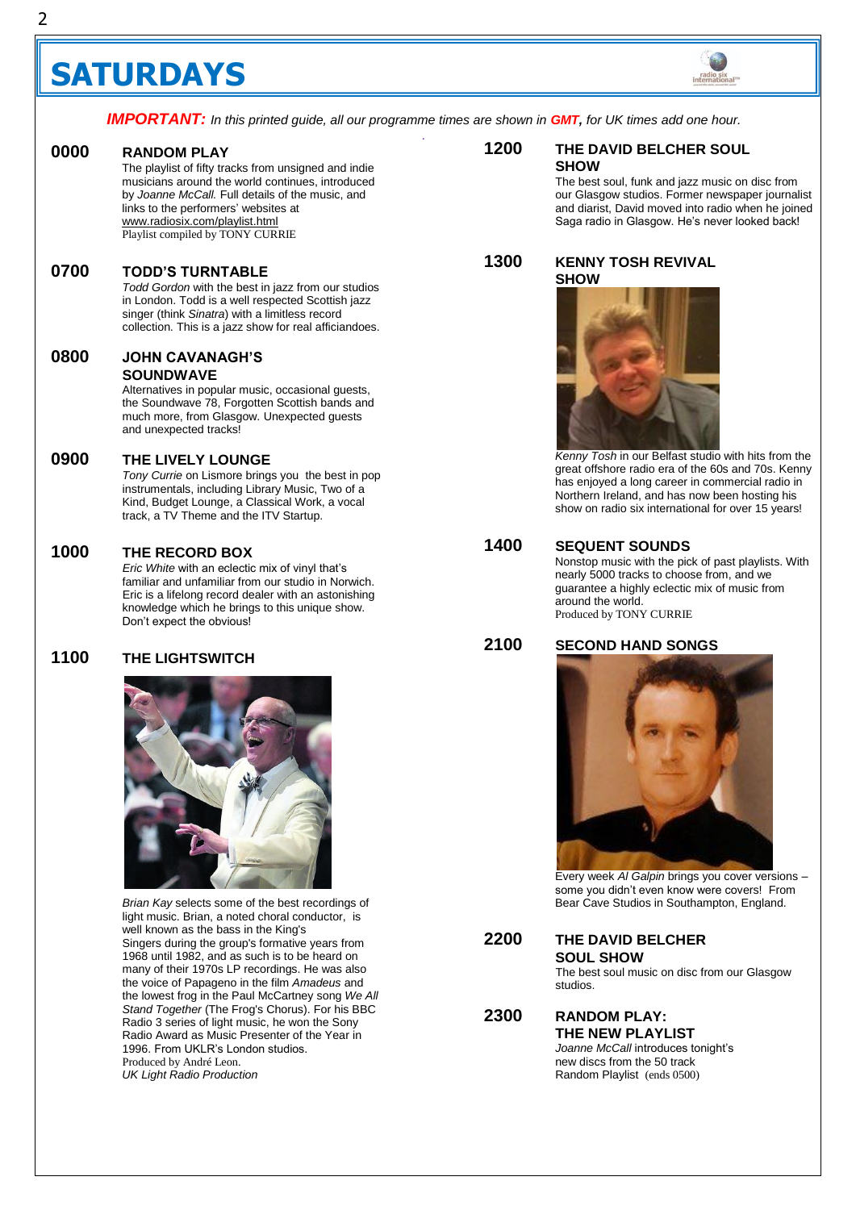# SATURDAYS

***IMPORTANT:*** *In this printed guide, all our programme times are shown in **GMT**, for UK times add one hour.*

### 0000 RANDOM PLAY

The playlist of fifty tracks from unsigned and indie musicians around the world continues, introduced by *Joanne McCall.* Full details of the music, and links to the performers' websites at www.radiosix.com/playlist.html

Playlist compiled by TONY CURRIE

### 0700 TODD'S TURNTABLE

*Todd Gordon* with the best in jazz from our studios in London. Todd is a well respected Scottish jazz singer (think *Sinatra*) with a limitless record collection. This is a jazz show for real afficiandoes.

### 0800 JOHN CAVANAGH'S SOUNDWAVE

Alternatives in popular music, occasional guests, the Soundwave 78, Forgotten Scottish bands and much more, from Glasgow. Unexpected guests and unexpected tracks!

### 0900 THE LIVELY LOUNGE

*Tony Currie* on Lismore brings you the best in pop instrumentals, including Library Music, Two of a Kind, Budget Lounge, a Classical Work, a vocal track, a TV Theme and the ITV Startup.

### 1000 THE RECORD BOX

*Eric White* with an eclectic mix of vinyl that's familiar and unfamiliar from our studio in Norwich. Eric is a lifelong record dealer with an astonishing knowledge which he brings to this unique show. Don't expect the obvious!

### 1100 THE LIGHTSWITCH

*Brian Kay* selects some of the best recordings of light music. Brian, a noted choral conductor, is well known as the bass in the King's Singers during the group's formative years from 1968 until 1982, and as such is to be heard on many of their 1970s LP recordings. He was also the voice of Papageno in the film *Amadeus* and the lowest frog in the Paul McCartney song *We All Stand Together* (The Frog's Chorus). For his BBC Radio 3 series of light music, he won the Sony Radio Award as Music Presenter of the Year in 1996. From UKLR's London studios.

Produced by André Leon.

*UK Light Radio Production*

### 1200 THE DAVID BELCHER SOUL SHOW

The best soul, funk and jazz music on disc from our Glasgow studios. Former newspaper journalist and diarist, David moved into radio when he joined Saga radio in Glasgow. He's never looked back!

### 1300 KENNY TOSH REVIVAL SHOW

*Kenny Tosh* in our Belfast studio with hits from the great offshore radio era of the 60s and 70s. Kenny has enjoyed a long career in commercial radio in Northern Ireland, and has now been hosting his show on radio six international for over 15 years!

### 1400 SEQUENT SOUNDS

Nonstop music with the pick of past playlists. With nearly 5000 tracks to choose from, and we guarantee a highly eclectic mix of music from around the world.

Produced by TONY CURRIE

### 2100 SECOND HAND SONGS

Every week *Al Galpin* brings you cover versions – some you didn't even know were covers! From Bear Cave Studios in Southampton, England.

### 2200 THE DAVID BELCHER SOUL SHOW

The best soul music on disc from our Glasgow studios.

### 2300 RANDOM PLAY: THE NEW PLAYLIST

*Joanne McCall* introduces tonight's new discs from the 50 track Random Playlist (ends 0500)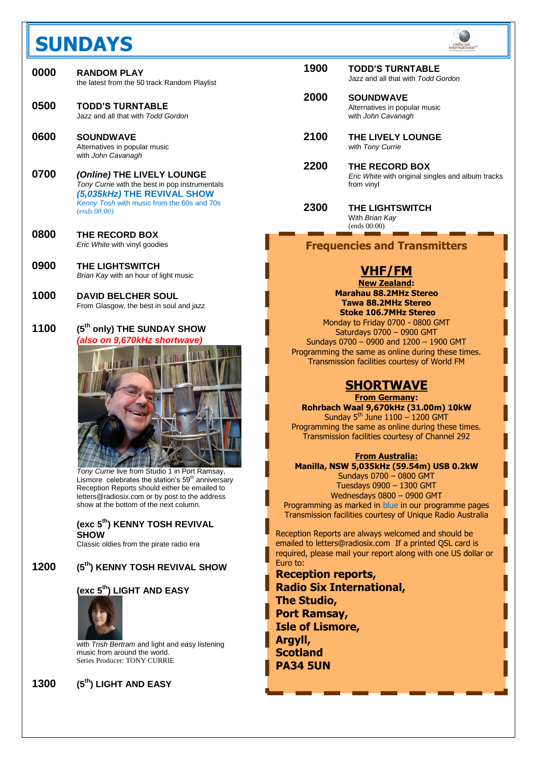# SUNDAYS

**0000** **RANDOM PLAY**
the latest from the 50 track Random Playlist

**0500** **TODD'S TURNTABLE**
Jazz and all that with *Todd Gordon*

**0600** **SOUNDWAVE**
Alternatives in popular music
with *John Cavanagh*

**0700** ***(Online)* THE LIVELY LOUNGE**
*Tony Currie* with the best in pop instrumentals
***(5,035kHz)* THE REVIVAL SHOW**
*Kenny Tosh* with music from the 60s and 70s
*(ends 08:00)*

**0800** **THE RECORD BOX**
*Eric White* with vinyl goodies

**0900** **THE LIGHTSWITCH**
*Brian Kay* with an hour of light music

**1000** **DAVID BELCHER SOUL**
From Glasgow, the best in soul and jazz

**1100** **(5th only) THE SUNDAY SHOW**
***(also on 9,670kHz shortwave)***

*Tony Currie* live from Studio 1 in Port Ramsay, Lismore celebrates the station's 59th anniversary
Reception Reports should either be emailed to letters@radiosix.com or by post to the address show at the bottom of the next column.

**(exc 5th) KENNY TOSH REVIVAL SHOW**
Classic oldies from the pirate radio era

**1200** **(5th) KENNY TOSH REVIVAL SHOW**

**(exc 5th) LIGHT AND EASY**
with *Trish Bertram* and light and easy listening music from around the world.
Series Producer: TONY CURRIE

**1300** **(5th) LIGHT AND EASY**

**1900** **TODD'S TURNTABLE**
Jazz and all that with *Todd Gordon*

**2000** **SOUNDWAVE**
Alternatives in popular music
with *John Cavanagh*

**2100** **THE LIVELY LOUNGE**
with *Tony Currie*

**2200** **THE RECORD BOX**
*Eric White* with original singles and album tracks from vinyl

**2300** **THE LIGHTSWITCH**
With *Brian Kay*
(ends 00:00)

## Frequencies and Transmitters

### VHF/FM

**New Zealand:**
**Marahau 88.2MHz Stereo**
**Tawa 88.2MHz Stereo**
**Stoke 106.7MHz Stereo**
Monday to Friday 0700 – 0800 GMT
Saturdays 0700 – 0900 GMT
Sundays 0700 – 0900 and 1200 – 1900 GMT
Programming the same as online during these times.
Transmission facilities courtesy of World FM

### SHORTWAVE

**From Germany:**
**Rohrbach Waal 9,670kHz (31.00m) 10kW**
Sunday 5th June 1100 – 1200 GMT
Programming the same as online during these times.
Transmission facilities courtesy of Channel 292

**From Australia:**
**Manilla, NSW 5,035kHz (59.54m) USB 0.2kW**
Sundays 0700 – 0800 GMT
Tuesdays 0900 – 1300 GMT
Wednesdays 0800 – 0900 GMT
Programming as marked in blue in our programme pages
Transmission facilities courtesy of Unique Radio Australia

Reception Reports are always welcomed and should be emailed to letters@radiosix.com If a printed QSL card is required, please mail your report along with one US dollar or Euro to:

**Reception reports,**
**Radio Six International,**
**The Studio,**
**Port Ramsay,**
**Isle of Lismore,**
**Argyll,**
**Scotland**
**PA34 5UN**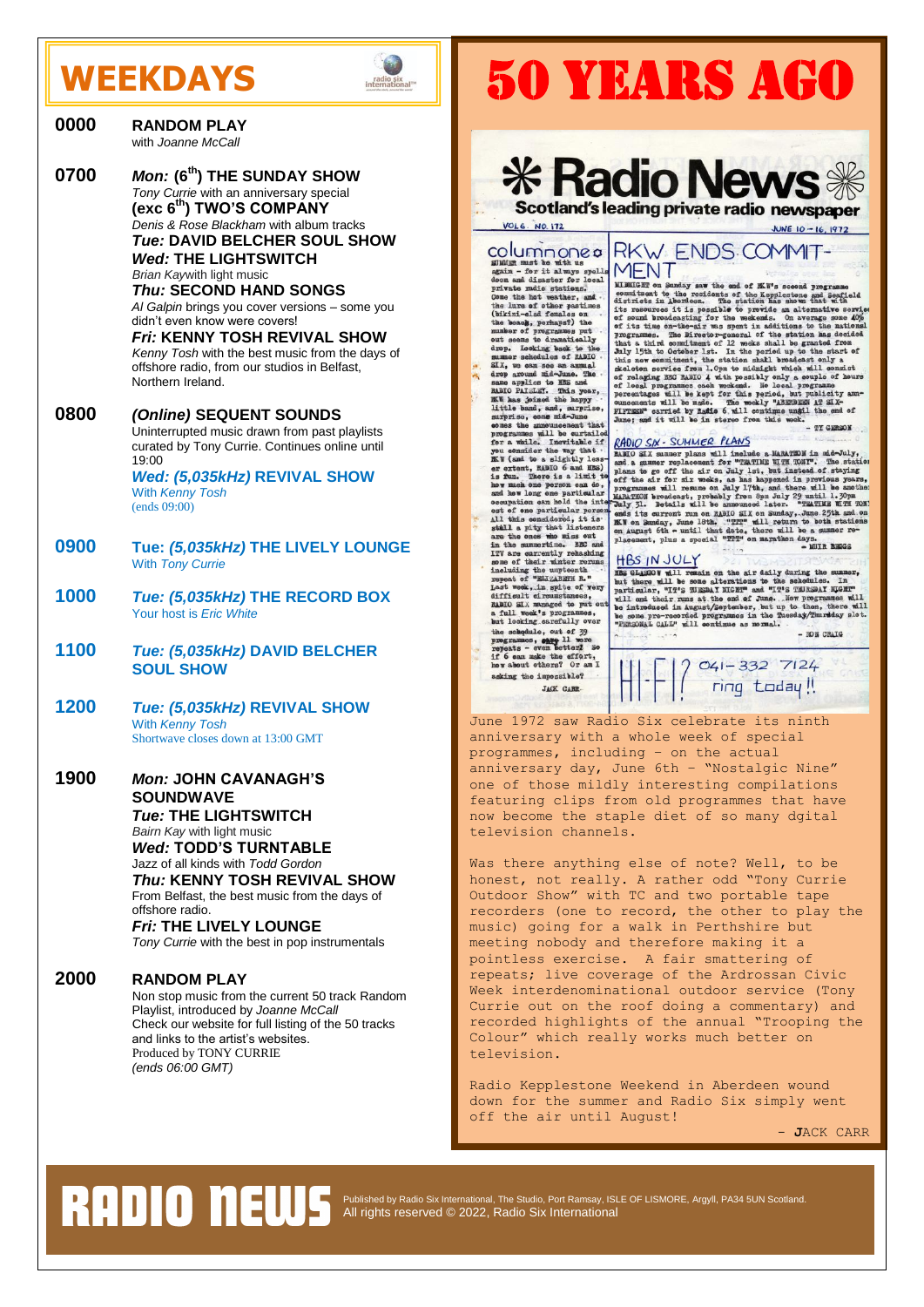# WEEKDAYS

**0000** **RANDOM PLAY**
with *Joanne McCall*

**0700** ***Mon:*** **(6th) THE SUNDAY SHOW**
*Tony Currie* with an anniversary special
**(exc 6th) TWO'S COMPANY**
*Denis & Rose Blackham* with album tracks
***Tue:*** **DAVID BELCHER SOUL SHOW**
***Wed:*** **THE LIGHTSWITCH**
*Brian Kay*with light music
***Thu:*** **SECOND HAND SONGS**
*Al Galpin* brings you cover versions – some you didn't even know were covers!
***Fri:*** **KENNY TOSH REVIVAL SHOW**
*Kenny Tosh* with the best music from the days of offshore radio, from our studios in Belfast, Northern Ireland.

**0800** ***(Online)*** **SEQUENT SOUNDS**
Uninterrupted music drawn from past playlists curated by Tony Currie. Continues online until 19:00
***Wed: (5,035kHz)*** **REVIVAL SHOW**
With *Kenny Tosh*
(ends 09:00)

**0900** **Tue:** ***(5,035kHz)*** **THE LIVELY LOUNGE**
With *Tony Currie*

**1000** ***Tue: (5,035kHz)*** **THE RECORD BOX**
Your host is *Eric White*

**1100** ***Tue: (5,035kHz)*** **DAVID BELCHER SOUL SHOW**

**1200** ***Tue: (5,035kHz)*** **REVIVAL SHOW**
With *Kenny Tosh*
Shortwave closes down at 13:00 GMT

**1900** ***Mon:*** **JOHN CAVANAGH'S SOUNDWAVE**
***Tue:*** **THE LIGHTSWITCH**
*Bairn Kay* with light music
***Wed:*** **TODD'S TURNTABLE**
Jazz of all kinds with *Todd Gordon*
***Thu:*** **KENNY TOSH REVIVAL SHOW**
From Belfast, the best music from the days of offshore radio.
***Fri:*** **THE LIVELY LOUNGE**
*Tony Currie* with the best in pop instrumentals

**2000** **RANDOM PLAY**
Non stop music from the current 50 track Random Playlist, introduced by *Joanne McCall*
Check our website for full listing of the 50 tracks and links to the artist's websites.
Produced by TONY CURRIE
*(ends 06:00 GMT)*

# 50 YEARS AGO

## Radio News
**Scotland's leading private radio newspaper**

VOL 6 NO. 172 — JUNE 10 – 16, 1972

### columnone

SUMMER must be with us again – for it always spells doom and disaster for local private radio stations. Come the hot weather, and the lure of other pastimes (bikini-clad females on the beach, perhaps?) the number of programmes put out seems to dramatically drop. Looking back to the summer schedules of RADIO SIX, we can see an annual drop around mid-June. The same applies to HBS and RADIO PAISLEY. This year, RKW has joined the happy little band, and, surprise, surprise, come mid-June comes the announcement that programmes will be curtailed for a while. Inevitable if you consider the way that RKW (and to a slightly lesser extent, RADIO 6 and HBS) is run. There is a limit to how much one person can do, and how long one particular occupation can hold the interest of one particular person. All this considered, it is still a pity that listeners are the ones who miss out in the summertime. BBC and ITV are currently rehashing some of their winter reruns including the umpteenth repeat of "ELIZABETH R." Last week, in spite of very difficult circumstances, RADIO SIX managed to put out a full week's programmes, but looking carefully over the schedule, out of 39 programmes, only 11 were repeats – even better! So if 6 can make the effort, how about others? Or am I asking the impossible?

JACK CARR

### RKW ENDS COMMITMENT

MIDNIGHT on Sunday saw the end of RKW's second programme commitment to the residents of the Kepplestone and Seafield districts in Aberdeen. The station has shown that with its resources it is possible to provide an alternative service of sound broadcasting for the weekends. On average some 40% of its time on-the-air was spent in additions to the national programmes. The Director-general of the station has decided that a third commitment of 12 weeks shall be granted from July 15th to October 1st. In the period up to the start of this new commitment, the station shall broadcast only a skeleton service from 1.0pm to midnight which will consist of relaying BBC RADIO 4 with possibly only a couple of hours of local programmes each weekend. No local programme percentages will be kept for this period, but publicity announcements will be made. The weekly "ABERDEEN AT SIX-FIFTEEN" carried by Radio 6 will continue until the end of June; and it will be in stereo from this week.

– BY GIBSON

### RADIO SIX - SUMMER PLANS

RADIO SIX summer plans will include a MARATHON in mid-July, and a summer replacement for "TEATIME WITH TONY". The station plans to go off the air on July 1st, but instead of staying off the air for six weeks, as has happened in previous years, programmes will resume on July 17th, and there will be another MARATHON broadcast, probably from 9pm July 29 until 1.30pm July 31. Details will be announced later. "TEATIME WITH TONY" ends its current run on RADIO SIX on Sunday, June 25th and on RKW on Sunday, June 18th. "TTT" will return to both stations on August 6th – until that date, there will be a summer replacement, plus a special "TTT" on marathon days.

– MUIR BRIGGS

### HBS IN JULY

HBS GLASGOW will remain on the air daily during the summer, but there will be some alterations to the schedules. In particular, "IT'S TUESDAY NIGHT" and "IT'S THURSDAY NIGHT" will end their runs at the end of June. New programmes will be introduced in August/September, but up to then, there will be some pre-recorded programmes in the Tuesday/Thursday slot. "PERSONAL CALL" will continue as normal.

– RON CRAIG

HI-FI? 041-332 7124 ring today!!

June 1972 saw Radio Six celebrate its ninth anniversary with a whole week of special programmes, including – on the actual anniversary day, June 6th – "Nostalgic Nine" one of those mildly interesting compilations featuring clips from old programmes that have now become the staple diet of so many dgital television channels.

Was there anything else of note? Well, to be honest, not really. A rather odd "Tony Currie Outdoor Show" with TC and two portable tape recorders (one to record, the other to play the music) going for a walk in Perthshire but meeting nobody and therefore making it a pointless exercise. A fair smattering of repeats; live coverage of the Ardrossan Civic Week interdenominational outdoor service (Tony Currie out on the roof doing a commentary) and recorded highlights of the annual "Trooping the Colour" which really works much better on television.

Radio Kepplestone Weekend in Aberdeen wound down for the summer and Radio Six simply went off the air until August!

– JACK CARR

# RADIO NEWS

Published by Radio Six International, The Studio, Port Ramsay, ISLE OF LISMORE, Argyll, PA34 5UN Scotland.
All rights reserved © 2022, Radio Six International